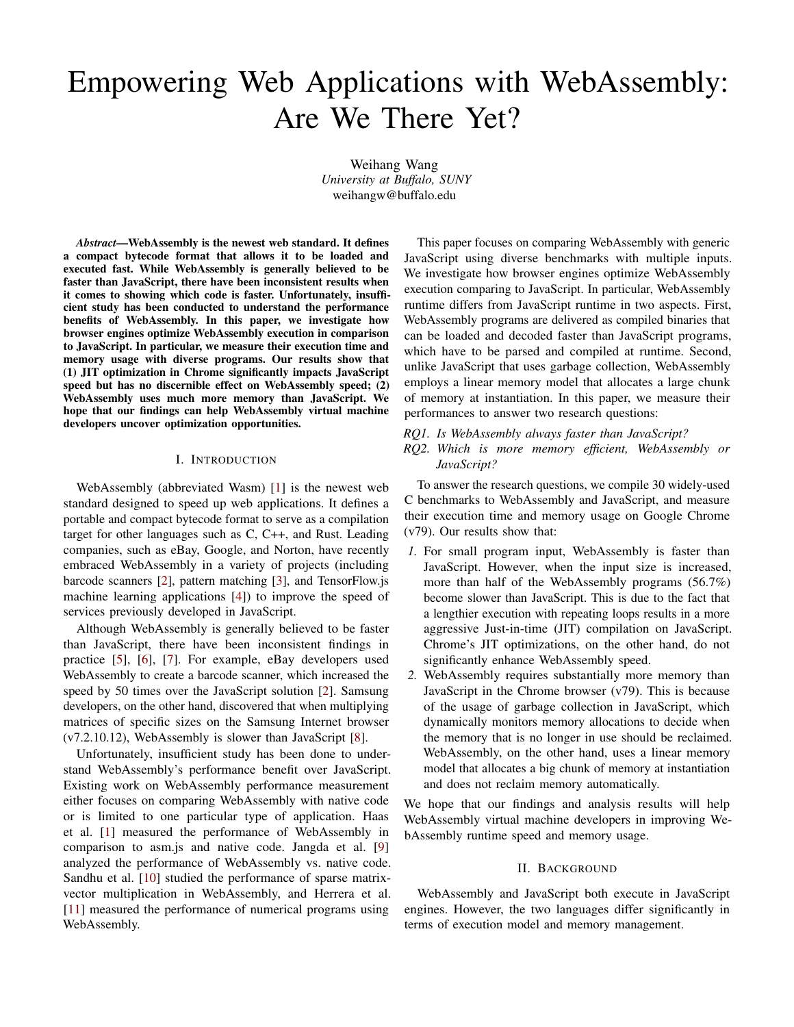# Empowering Web Applications with WebAssembly: Are We There Yet?

Weihang Wang
*University at Buffalo, SUNY*
weihangw@buffalo.edu

***Abstract*—WebAssembly is the newest web standard. It defines a compact bytecode format that allows it to be loaded and executed fast. While WebAssembly is generally believed to be faster than JavaScript, there have been inconsistent results when it comes to showing which code is faster. Unfortunately, insufficient study has been conducted to understand the performance benefits of WebAssembly. In this paper, we investigate how browser engines optimize WebAssembly execution in comparison to JavaScript. In particular, we measure their execution time and memory usage with diverse programs. Our results show that (1) JIT optimization in Chrome significantly impacts JavaScript speed but has no discernible effect on WebAssembly speed; (2) WebAssembly uses much more memory than JavaScript. We hope that our findings can help WebAssembly virtual machine developers uncover optimization opportunities.**

## I. Introduction

WebAssembly (abbreviated Wasm) [1] is the newest web standard designed to speed up web applications. It defines a portable and compact bytecode format to serve as a compilation target for other languages such as C, C++, and Rust. Leading companies, such as eBay, Google, and Norton, have recently embraced WebAssembly in a variety of projects (including barcode scanners [2], pattern matching [3], and TensorFlow.js machine learning applications [4]) to improve the speed of services previously developed in JavaScript.

Although WebAssembly is generally believed to be faster than JavaScript, there have been inconsistent findings in practice [5], [6], [7]. For example, eBay developers used WebAssembly to create a barcode scanner, which increased the speed by 50 times over the JavaScript solution [2]. Samsung developers, on the other hand, discovered that when multiplying matrices of specific sizes on the Samsung Internet browser (v7.2.10.12), WebAssembly is slower than JavaScript [8].

Unfortunately, insufficient study has been done to understand WebAssembly's performance benefit over JavaScript. Existing work on WebAssembly performance measurement either focuses on comparing WebAssembly with native code or is limited to one particular type of application. Haas et al. [1] measured the performance of WebAssembly in comparison to asm.js and native code. Jangda et al. [9] analyzed the performance of WebAssembly vs. native code. Sandhu et al. [10] studied the performance of sparse matrix-vector multiplication in WebAssembly, and Herrera et al. [11] measured the performance of numerical programs using WebAssembly.

This paper focuses on comparing WebAssembly with generic JavaScript using diverse benchmarks with multiple inputs. We investigate how browser engines optimize WebAssembly execution comparing to JavaScript. In particular, WebAssembly runtime differs from JavaScript runtime in two aspects. First, WebAssembly programs are delivered as compiled binaries that can be loaded and decoded faster than JavaScript programs, which have to be parsed and compiled at runtime. Second, unlike JavaScript that uses garbage collection, WebAssembly employs a linear memory model that allocates a large chunk of memory at instantiation. In this paper, we measure their performances to answer two research questions:

*RQ1. Is WebAssembly always faster than JavaScript?*
*RQ2. Which is more memory efficient, WebAssembly or JavaScript?*

To answer the research questions, we compile 30 widely-used C benchmarks to WebAssembly and JavaScript, and measure their execution time and memory usage on Google Chrome (v79). Our results show that:

1. For small program input, WebAssembly is faster than JavaScript. However, when the input size is increased, more than half of the WebAssembly programs (56.7%) become slower than JavaScript. This is due to the fact that a lengthier execution with repeating loops results in a more aggressive Just-in-time (JIT) compilation on JavaScript. Chrome's JIT optimizations, on the other hand, do not significantly enhance WebAssembly speed.
2. WebAssembly requires substantially more memory than JavaScript in the Chrome browser (v79). This is because of the usage of garbage collection in JavaScript, which dynamically monitors memory allocations to decide when the memory that is no longer in use should be reclaimed. WebAssembly, on the other hand, uses a linear memory model that allocates a big chunk of memory at instantiation and does not reclaim memory automatically.

We hope that our findings and analysis results will help WebAssembly virtual machine developers in improving WebAssembly runtime speed and memory usage.

## II. Background

WebAssembly and JavaScript both execute in JavaScript engines. However, the two languages differ significantly in terms of execution model and memory management.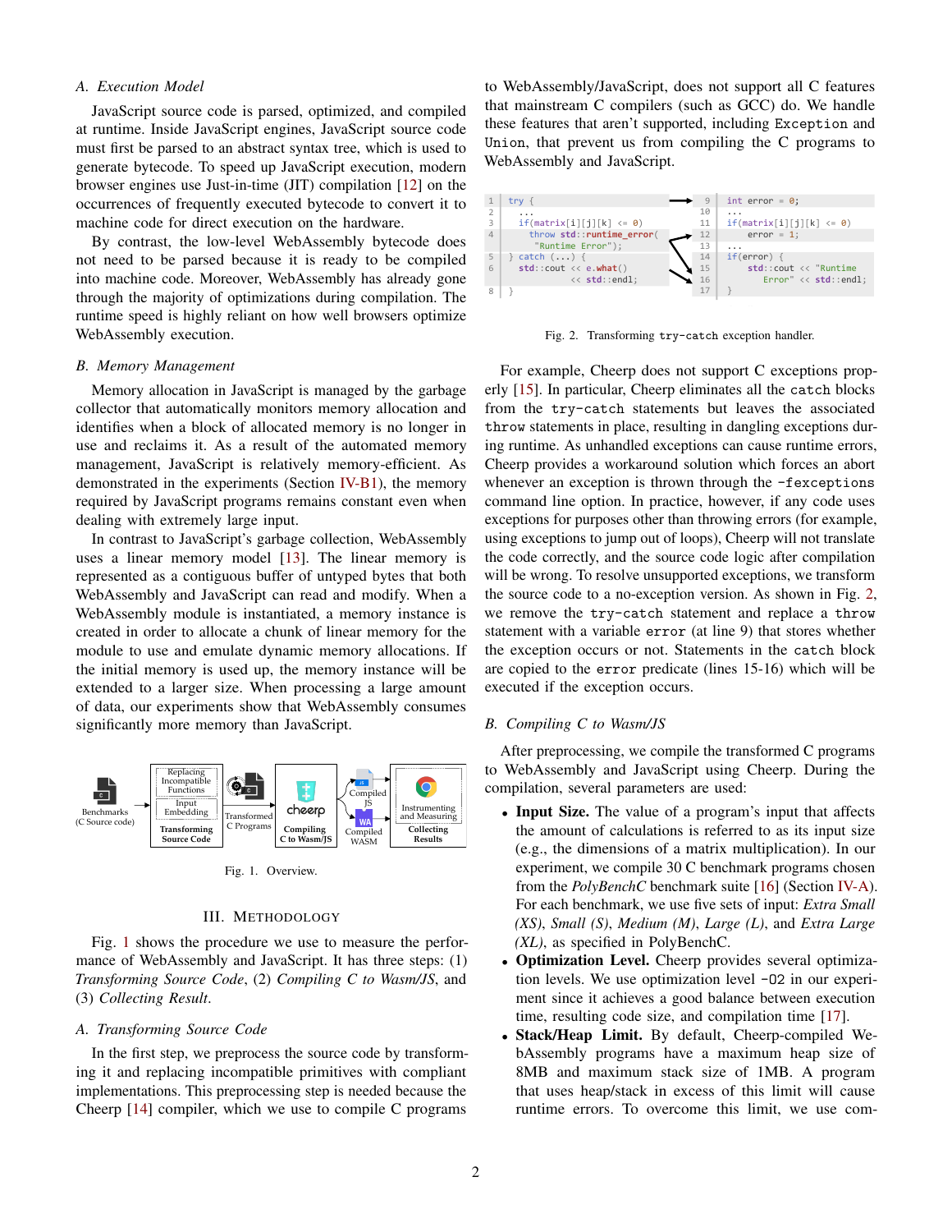### A. Execution Model

JavaScript source code is parsed, optimized, and compiled at runtime. Inside JavaScript engines, JavaScript source code must first be parsed to an abstract syntax tree, which is used to generate bytecode. To speed up JavaScript execution, modern browser engines use Just-in-time (JIT) compilation [12] on the occurrences of frequently executed bytecode to convert it to machine code for direct execution on the hardware.

By contrast, the low-level WebAssembly bytecode does not need to be parsed because it is ready to be compiled into machine code. Moreover, WebAssembly has already gone through the majority of optimizations during compilation. The runtime speed is highly reliant on how well browsers optimize WebAssembly execution.

### B. Memory Management

Memory allocation in JavaScript is managed by the garbage collector that automatically monitors memory allocation and identifies when a block of allocated memory is no longer in use and reclaims it. As a result of the automated memory management, JavaScript is relatively memory-efficient. As demonstrated in the experiments (Section IV-B1), the memory required by JavaScript programs remains constant even when dealing with extremely large input.

In contrast to JavaScript's garbage collection, WebAssembly uses a linear memory model [13]. The linear memory is represented as a contiguous buffer of untyped bytes that both WebAssembly and JavaScript can read and modify. When a WebAssembly module is instantiated, a memory instance is created in order to allocate a chunk of linear memory for the module to use and emulate dynamic memory allocations. If the initial memory is used up, the memory instance will be extended to a larger size. When processing a large amount of data, our experiments show that WebAssembly consumes significantly more memory than JavaScript.

Fig. 1. Overview.

## III. Methodology

Fig. 1 shows the procedure we use to measure the performance of WebAssembly and JavaScript. It has three steps: (1) *Transforming Source Code*, (2) *Compiling C to Wasm/JS*, and (3) *Collecting Result*.

### A. Transforming Source Code

In the first step, we preprocess the source code by transforming it and replacing incompatible primitives with compliant implementations. This preprocessing step is needed because the Cheerp [14] compiler, which we use to compile C programs to WebAssembly/JavaScript, does not support all C features that mainstream C compilers (such as GCC) do. We handle these features that aren't supported, including `Exception` and `Union`, that prevent us from compiling the C programs to WebAssembly and JavaScript.

```
1  try {
2      ...
3      if(matrix[i][j][k] <= 0)
4          throw std::runtime_error(
               "Runtime Error");
5  } catch (...) {
6      std::cout << e.what()
               << std::endl;
8  }
```

```
9   int error = 0;
10  ...
11  if(matrix[i][j][k] <= 0)
12      error = 1;
13  ...
14  if(error) {
15      std::cout << "Runtime
16          Error" << std::endl;
17  }
```

Fig. 2. Transforming `try-catch` exception handler.

For example, Cheerp does not support C exceptions properly [15]. In particular, Cheerp eliminates all the `catch` blocks from the `try-catch` statements but leaves the associated `throw` statements in place, resulting in dangling exceptions during runtime. As unhandled exceptions can cause runtime errors, Cheerp provides a workaround solution which forces an abort whenever an exception is thrown through the `-fexceptions` command line option. In practice, however, if any code uses exceptions for purposes other than throwing errors (for example, using exceptions to jump out of loops), Cheerp will not translate the code correctly, and the source code logic after compilation will be wrong. To resolve unsupported exceptions, we transform the source code to a no-exception version. As shown in Fig. 2, we remove the `try-catch` statement and replace a `throw` statement with a variable `error` (at line 9) that stores whether the exception occurs or not. Statements in the `catch` block are copied to the `error` predicate (lines 15-16) which will be executed if the exception occurs.

### B. Compiling C to Wasm/JS

After preprocessing, we compile the transformed C programs to WebAssembly and JavaScript using Cheerp. During the compilation, several parameters are used:

- **Input Size.** The value of a program's input that affects the amount of calculations is referred to as its input size (e.g., the dimensions of a matrix multiplication). In our experiment, we compile 30 C benchmark programs chosen from the *PolyBenchC* benchmark suite [16] (Section IV-A). For each benchmark, we use five sets of input: *Extra Small (XS)*, *Small (S)*, *Medium (M)*, *Large (L)*, and *Extra Large (XL)*, as specified in PolyBenchC.
- **Optimization Level.** Cheerp provides several optimization levels. We use optimization level `-O2` in our experiment since it achieves a good balance between execution time, resulting code size, and compilation time [17].
- **Stack/Heap Limit.** By default, Cheerp-compiled WebAssembly programs have a maximum heap size of 8MB and maximum stack size of 1MB. A program that uses heap/stack in excess of this limit will cause runtime errors. To overcome this limit, we use com-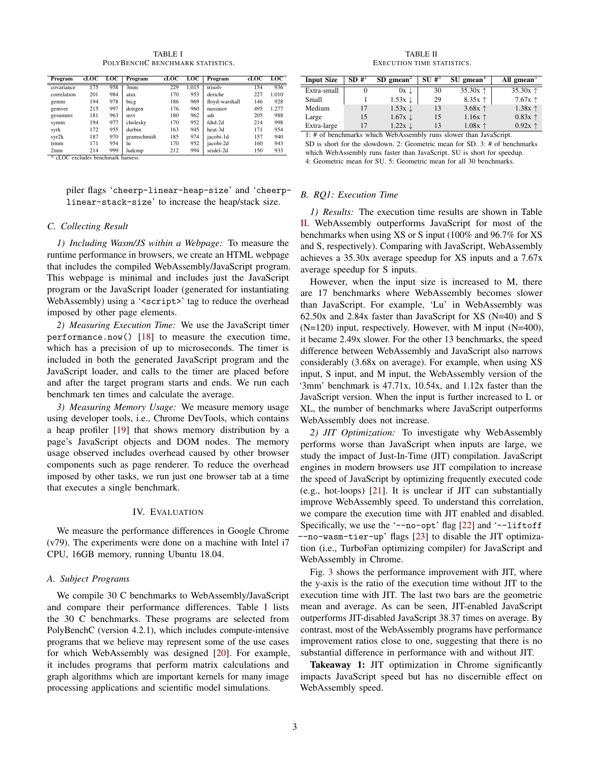TABLE I
POLYBENCHC BENCHMARK STATISTICS.

| Program | cLOC | LOC | Program | cLOC | LOC | Program | cLOC | LOC |
|---|---|---|---|---|---|---|---|---|
| covariance | 175 | 958 | 3mm | 229 | 1,015 | trisolv | 154 | 936 |
| correlation | 201 | 984 | atax | 170 | 953 | deriche | 227 | 1,010 |
| gemm | 194 | 978 | bicg | 186 | 969 | floyd-warshall | 146 | 928 |
| gemver | 215 | 997 | doitgen | 176 | 960 | nussinov | 495 | 1,277 |
| gesummv | 181 | 963 | mvt | 180 | 962 | adi | 205 | 988 |
| symm | 194 | 977 | cholesky | 170 | 952 | fdtd-2d | 214 | 998 |
| syrk | 172 | 955 | durbin | 163 | 945 | heat-3d | 171 | 954 |
| syr2k | 187 | 970 | gramschmidt | 185 | 974 | jacobi-1d | 157 | 940 |
| trmm | 171 | 954 | lu | 170 | 952 | jacobi-2d | 160 | 943 |
| 2mm | 214 | 999 | ludcmp | 212 | 994 | seidel-2d | 150 | 933 |

* cLOC excludes benchmark harness.

piler flags 'cheerp-linear-heap-size' and 'cheerp-linear-stack-size' to increase the heap/stack size.

### C. Collecting Result

*1) Including Wasm/JS within a Webpage:* To measure the runtime performance in browsers, we create an HTML webpage that includes the compiled WebAssembly/JavaScript program. This webpage is minimal and includes just the JavaScript program or the JavaScript loader (generated for instantiating WebAssembly) using a '<script>' tag to reduce the overhead imposed by other page elements.

*2) Measuring Execution Time:* We use the JavaScript timer `performance.now()` [18] to measure the execution time, which has a precision of up to microseconds. The timer is included in both the generated JavaScript program and the JavaScript loader, and calls to the timer are placed before and after the target program starts and ends. We run each benchmark ten times and calculate the average.

*3) Measuring Memory Usage:* We measure memory usage using developer tools, i.e., Chrome DevTools, which contains a heap profiler [19] that shows memory distribution by a page's JavaScript objects and DOM nodes. The memory usage observed includes overhead caused by other browser components such as page renderer. To reduce the overhead imposed by other tasks, we run just one browser tab at a time that executes a single benchmark.

## IV. EVALUATION

We measure the performance differences in Google Chrome (v79). The experiments were done on a machine with Intel i7 CPU, 16GB memory, running Ubuntu 18.04.

### A. Subject Programs

We compile 30 C benchmarks to WebAssembly/JavaScript and compare their performance differences. Table I lists the 30 C benchmarks. These programs are selected from PolyBenchC (version 4.2.1), which includes compute-intensive programs that we believe may represent some of the use cases for which WebAssembly was designed [20]. For example, it includes programs that perform matrix calculations and graph algorithms which are important kernels for many image processing applications and scientific model simulations.

TABLE II
EXECUTION TIME STATISTICS.

| Input Size | SD #[1] | SD gmean[2] | SU #[3] | SU gmean[4] | All gmean[5] |
|---|---|---|---|---|---|
| Extra-small | 0 | 0x ↓ | 30 | 35.30x ↑ | 35.30x ↑ |
| Small | 1 | 1.53x ↓ | 29 | 8.35x ↑ | 7.67x ↑ |
| Medium | 17 | 1.53x ↓ | 13 | 3.68x ↑ | 1.38x ↑ |
| Large | 15 | 1.67x ↓ | 15 | 1.16x ↑ | 0.83x ↑ |
| Extra-large | 17 | 1.22x ↓ | 13 | 1.08x ↑ | 0.92x ↑ |

1: # of benchmarks which WebAssembly runs slower than JavaScript. SD is short for the slowdown. 2: Geometric mean for SD. 3: # of benchmarks which WebAssembly runs faster than JavaScript. SU is short for speedup. 4: Geometric mean for SU. 5: Geometric mean for all 30 benchmarks.

### B. RQ1: Execution Time

*1) Results:* The execution time results are shown in Table II. WebAssembly outperforms JavaScript for most of the benchmarks when using XS or S input (100% and 96.7% for XS and S, respectively). Comparing with JavaScript, WebAssembly achieves a 35.30x average speedup for XS inputs and a 7.67x average speedup for S inputs.

However, when the input size is increased to M, there are 17 benchmarks where WebAssembly becomes slower than JavaScript. For example, 'Lu' in WebAssembly was 62.50x and 2.84x faster than JavaScript for XS (N=40) and S (N=120) input, respectively. However, with M input (N=400), it became 2.49x slower. For the other 13 benchmarks, the speed difference between WebAssembly and JavaScript also narrows considerably (3.68x on average). For example, when using XS input, S input, and M input, the WebAssembly version of the '3mm' benchmark is 47.71x, 10.54x, and 1.12x faster than the JavaScript version. When the input is further increased to L or XL, the number of benchmarks where JavaScript outperforms WebAssembly does not increase.

*2) JIT Optimization:* To investigate why WebAssembly performs worse than JavaScript when inputs are large, we study the impact of Just-In-Time (JIT) compilation. JavaScript engines in modern browsers use JIT compilation to increase the speed of JavaScript by optimizing frequently executed code (e.g., hot-loops) [21]. It is unclear if JIT can substantially improve WebAssembly speed. To understand this correlation, we compare the execution time with JIT enabled and disabled. Specifically, we use the '`--no-opt`' flag [22] and '`--liftoff --no-wasm-tier-up`' flags [23] to disable the JIT optimization (i.e., TurboFan optimizing compiler) for JavaScript and WebAssembly in Chrome.

Fig. 3 shows the performance improvement with JIT, where the y-axis is the ratio of the execution time without JIT to the execution time with JIT. The last two bars are the geometric mean and average. As can be seen, JIT-enabled JavaScript outperforms JIT-disabled JavaScript 38.37 times on average. By contrast, most of the WebAssembly programs have performance improvement ratios close to one, suggesting that there is no substantial difference in performance with and without JIT.

**Takeaway 1:** JIT optimization in Chrome significantly impacts JavaScript speed but has no discernible effect on WebAssembly speed.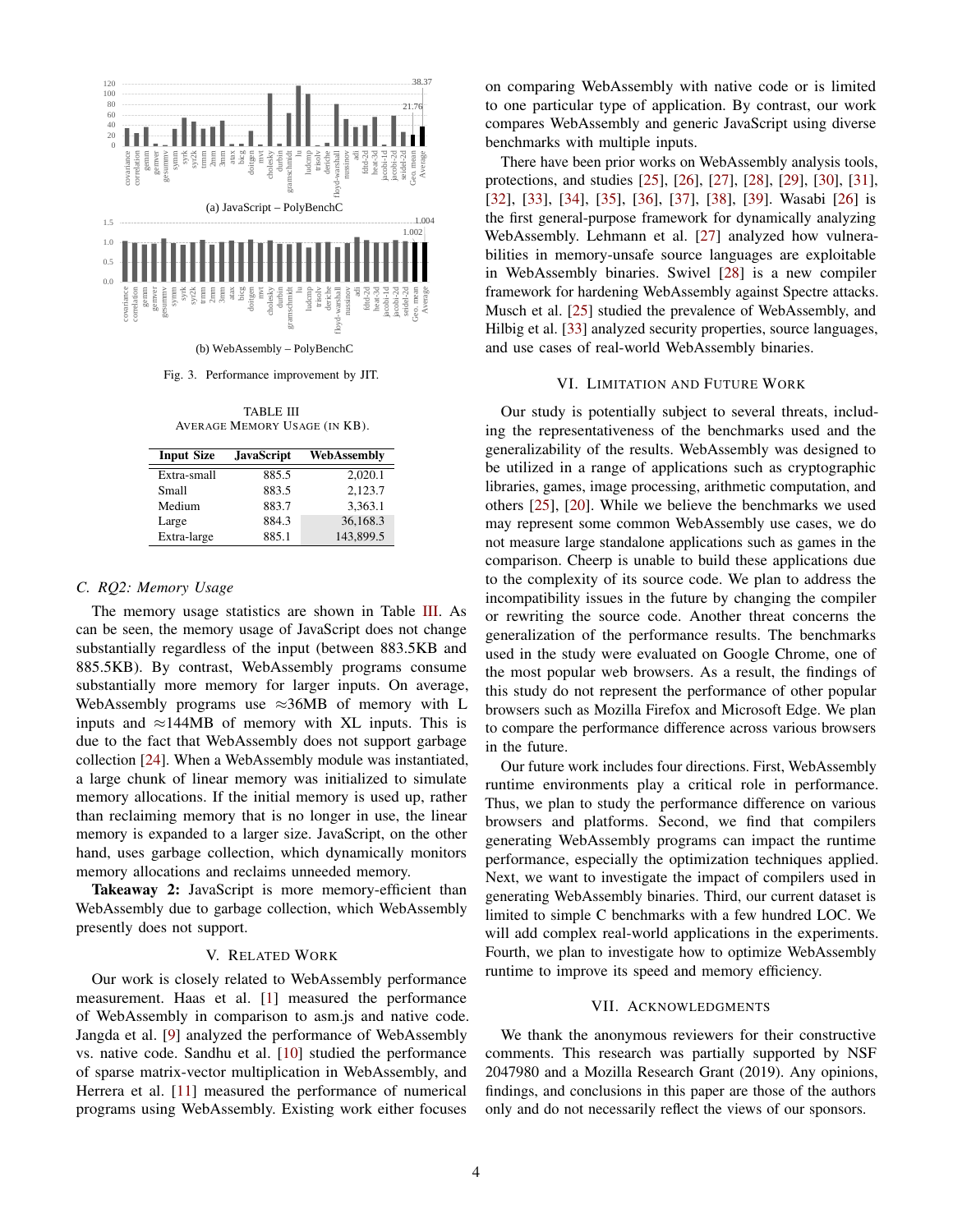(a) JavaScript – PolyBenchC

(b) WebAssembly – PolyBenchC

Fig. 3. Performance improvement by JIT.

TABLE III
AVERAGE MEMORY USAGE (IN KB).

| Input Size | JavaScript | WebAssembly |
|---|---|---|
| Extra-small | 885.5 | 2,020.1 |
| Small | 883.5 | 2,123.7 |
| Medium | 883.7 | 3,363.1 |
| Large | 884.3 | 36,168.3 |
| Extra-large | 885.1 | 143,899.5 |

### C. RQ2: Memory Usage

The memory usage statistics are shown in Table III. As can be seen, the memory usage of JavaScript does not change substantially regardless of the input (between 883.5KB and 885.5KB). By contrast, WebAssembly programs consume substantially more memory for larger inputs. On average, WebAssembly programs use ≈36MB of memory with L inputs and ≈144MB of memory with XL inputs. This is due to the fact that WebAssembly does not support garbage collection [24]. When a WebAssembly module was instantiated, a large chunk of linear memory was initialized to simulate memory allocations. If the initial memory is used up, rather than reclaiming memory that is no longer in use, the linear memory is expanded to a larger size. JavaScript, on the other hand, uses garbage collection, which dynamically monitors memory allocations and reclaims unneeded memory.

**Takeaway 2:** JavaScript is more memory-efficient than WebAssembly due to garbage collection, which WebAssembly presently does not support.

## V. Related Work

Our work is closely related to WebAssembly performance measurement. Haas et al. [1] measured the performance of WebAssembly in comparison to asm.js and native code. Jangda et al. [9] analyzed the performance of WebAssembly vs. native code. Sandhu et al. [10] studied the performance of sparse matrix-vector multiplication in WebAssembly, and Herrera et al. [11] measured the performance of numerical programs using WebAssembly. Existing work either focuses on comparing WebAssembly with native code or is limited to one particular type of application. By contrast, our work compares WebAssembly and generic JavaScript using diverse benchmarks with multiple inputs.

There have been prior works on WebAssembly analysis tools, protections, and studies [25], [26], [27], [28], [29], [30], [31], [32], [33], [34], [35], [36], [37], [38], [39]. Wasabi [26] is the first general-purpose framework for dynamically analyzing WebAssembly. Lehmann et al. [27] analyzed how vulnerabilities in memory-unsafe source languages are exploitable in WebAssembly binaries. Swivel [28] is a new compiler framework for hardening WebAssembly against Spectre attacks. Musch et al. [25] studied the prevalence of WebAssembly, and Hilbig et al. [33] analyzed security properties, source languages, and use cases of real-world WebAssembly binaries.

## VI. Limitation and Future Work

Our study is potentially subject to several threats, including the representativeness of the benchmarks used and the generalizability of the results. WebAssembly was designed to be utilized in a range of applications such as cryptographic libraries, games, image processing, arithmetic computation, and others [25], [20]. While we believe the benchmarks we used may represent some common WebAssembly use cases, we do not measure large standalone applications such as games in the comparison. Cheerp is unable to build these applications due to the complexity of its source code. We plan to address the incompatibility issues in the future by changing the compiler or rewriting the source code. Another threat concerns the generalization of the performance results. The benchmarks used in the study were evaluated on Google Chrome, one of the most popular web browsers. As a result, the findings of this study do not represent the performance of other popular browsers such as Mozilla Firefox and Microsoft Edge. We plan to compare the performance difference across various browsers in the future.

Our future work includes four directions. First, WebAssembly runtime environments play a critical role in performance. Thus, we plan to study the performance difference on various browsers and platforms. Second, we find that compilers generating WebAssembly programs can impact the runtime performance, especially the optimization techniques applied. Next, we want to investigate the impact of compilers used in generating WebAssembly binaries. Third, our current dataset is limited to simple C benchmarks with a few hundred LOC. We will add complex real-world applications in the experiments. Fourth, we plan to investigate how to optimize WebAssembly runtime to improve its speed and memory efficiency.

## VII. Acknowledgments

We thank the anonymous reviewers for their constructive comments. This research was partially supported by NSF 2047980 and a Mozilla Research Grant (2019). Any opinions, findings, and conclusions in this paper are those of the authors only and do not necessarily reflect the views of our sponsors.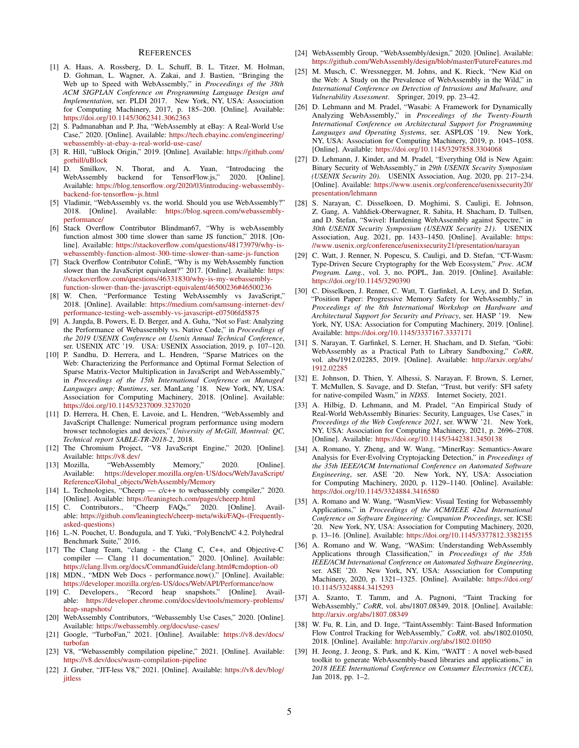## References

[1] A. Haas, A. Rossberg, D. L. Schuff, B. L. Titzer, M. Holman, D. Gohman, L. Wagner, A. Zakai, and J. Bastien, "Bringing the Web up to Speed with WebAssembly," in *Proceedings of the 38th ACM SIGPLAN Conference on Programming Language Design and Implementation*, ser. PLDI 2017. New York, NY, USA: Association for Computing Machinery, 2017, p. 185–200. [Online]. Available: https://doi.org/10.1145/3062341.3062363

[2] S. Padmanabhan and P. Jha, "WebAssembly at eBay: A Real-World Use Case," 2020. [Online]. Available: https://tech.ebayinc.com/engineering/webassembly-at-ebay-a-real-world-use-case/

[3] R. Hill, "uBlock Origin," 2019. [Online]. Available: https://github.com/gorhill/uBlock

[4] D. Smilkov, N. Thorat, and A. Yuan, "Introducing the WebAssembly backend for TensorFlow.js," 2020. [Online]. Available: https://blog.tensorflow.org/2020/03/introducing-webassembly-backend-for-tensorflow-js.html

[5] Vladimir, "WebAssembly vs. the world. Should you use WebAssembly?" 2018. [Online]. Available: https://blog.sqreen.com/webassembly-performance/

[6] Stack Overflow Contributor Blindman67, "Why is webAssembly function almost 300 time slower than same JS function," 2018. [Online]. Available: https://stackoverflow.com/questions/48173979/why-is-webassembly-function-almost-300-time-slower-than-same-js-function

[7] Stack Overflow Contributor ColinE, "Why is my WebAssembly function slower than the JavaScript equivalent?" 2017. [Online]. Available: https://stackoverflow.com/questions/46331830/why-is-my-webassembly-function-slower-than-the-javascript-equivalent/46500236#46500236

[8] W. Chen, "Performance Testing WebAssembly vs JavaScript," 2018. [Online]. Available: https://medium.com/samsung-internet-dev/performance-testing-web-assembly-vs-javascript-e07506fd5875

[9] A. Jangda, B. Powers, E. D. Berger, and A. Guha, "Not so Fast: Analyzing the Performance of Webassembly vs. Native Code," in *Proceedings of the 2019 USENIX Conference on Usenix Annual Technical Conference*, ser. USENIX ATC '19. USA: USENIX Association, 2019, p. 107–120.

[10] P. Sandhu, D. Herrera, and L. Hendren, "Sparse Matrices on the Web: Characterizing the Performance and Optimal Format Selection of Sparse Matrix-Vector Multiplication in JavaScript and WebAssembly," in *Proceedings of the 15th International Conference on Managed Languages amp; Runtimes*, ser. ManLang '18. New York, NY, USA: Association for Computing Machinery, 2018. [Online]. Available: https://doi.org/10.1145/3237009.3237020

[11] D. Herrera, H. Chen, E. Lavoie, and L. Hendren, "WebAssembly and JavaScript Challenge: Numerical program performance using modern browser technologies and devices," *University of McGill, Montreal: QC, Technical report SABLE-TR-2018-2*, 2018.

[12] The Chromium Project, "V8 JavaScript Engine," 2020. [Online]. Available: https://v8.dev/

[13] Mozilla, "WebAssembly Memory," 2020. [Online]. Available: https://developer.mozilla.org/en-US/docs/Web/JavaScript/Reference/Global_objects/WebAssembly/Memory

[14] L. Technologies, "Cheerp — c/c++ to webassembly compiler," 2020. [Online]. Available: https://leaningtech.com/pages/cheerp.html

[15] C. Contributors., "Cheerp FAQs," 2020. [Online]. Available: https://github.com/leaningtech/cheerp-meta/wiki/FAQs-(Frequently-asked-questions)

[16] L.-N. Pouchet, U. Bondugula, and T. Yuki, "PolyBench/C 4.2. Polyhedral Benchmark Suite," 2016.

[17] The Clang Team, "clang - the Clang C, C++, and Objective-C compiler — Clang 11 documentation," 2020. [Online]. Available: https://clang.llvm.org/docs/CommandGuide/clang.html#cmdoption-o0

[18] MDN., "MDN Web Docs - performance.now()." [Online]. Available: https://developer.mozilla.org/en-US/docs/Web/API/Performance/now

[19] C. Developers., "Record heap snapshots." [Online]. Available: https://developer.chrome.com/docs/devtools/memory-problems/heap-snapshots/

[20] WebAssembly Contributors, "Webassembly Use Cases," 2020. [Online]. Available: https://webassembly.org/docs/use-cases/

[21] Google, "TurboFan," 2021. [Online]. Available: https://v8.dev/docs/turbofan

[23] V8, "Webassembly compilation pipeline," 2021. [Online]. Available: https://v8.dev/docs/wasm-compilation-pipeline

[22] J. Gruber, "JIT-less V8," 2021. [Online]. Available: https://v8.dev/blog/jitless

[24] WebAssembly Group, "WebAssembly/design," 2020. [Online]. Available: https://github.com/WebAssembly/design/blob/master/FutureFeatures.md

[25] M. Musch, C. Wressnegger, M. Johns, and K. Rieck, "New Kid on the Web: A Study on the Prevalence of WebAssembly in the Wild," in *International Conference on Detection of Intrusions and Malware, and Vulnerability Assessment*. Springer, 2019, pp. 23–42.

[26] D. Lehmann and M. Pradel, "Wasabi: A Framework for Dynamically Analyzing WebAssembly," in *Proceedings of the Twenty-Fourth International Conference on Architectural Support for Programming Languages and Operating Systems*, ser. ASPLOS '19. New York, NY, USA: Association for Computing Machinery, 2019, p. 1045–1058. [Online]. Available: https://doi.org/10.1145/3297858.3304068

[27] D. Lehmann, J. Kinder, and M. Pradel, "Everything Old is New Again: Binary Security of WebAssembly," in *29th USENIX Security Symposium (USENIX Security 20)*. USENIX Association, Aug. 2020, pp. 217–234. [Online]. Available: https://www.usenix.org/conference/usenixsecurity20/presentation/lehmann

[28] S. Narayan, C. Disselkoen, D. Moghimi, S. Cauligi, E. Johnson, Z. Gang, A. Vahldiek-Oberwagner, R. Sahita, H. Shacham, D. Tullsen, and D. Stefan, "Swivel: Hardening WebAssembly against Spectre," in *30th USENIX Security Symposium (USENIX Security 21)*. USENIX Association, Aug. 2021, pp. 1433–1450. [Online]. Available: https://www.usenix.org/conference/usenixsecurity21/presentation/narayan

[29] C. Watt, J. Renner, N. Popescu, S. Cauligi, and D. Stefan, "CT-Wasm: Type-Driven Secure Cryptography for the Web Ecosystem," *Proc. ACM Program. Lang.*, vol. 3, no. POPL, Jan. 2019. [Online]. Available: https://doi.org/10.1145/3290390

[30] C. Disselkoen, J. Renner, C. Watt, T. Garfinkel, A. Levy, and D. Stefan, "Position Paper: Progressive Memory Safety for WebAssembly," in *Proceedings of the 8th International Workshop on Hardware and Architectural Support for Security and Privacy*, ser. HASP '19. New York, NY, USA: Association for Computing Machinery, 2019. [Online]. Available: https://doi.org/10.1145/3337167.3337171

[31] S. Narayan, T. Garfinkel, S. Lerner, H. Shacham, and D. Stefan, "Gobi: WebAssembly as a Practical Path to Library Sandboxing," *CoRR*, vol. abs/1912.02285, 2019. [Online]. Available: http://arxiv.org/abs/1912.02285

[32] E. Johnson, D. Thien, Y. Alhessi, S. Narayan, F. Brown, S. Lerner, T. McMullen, S. Savage, and D. Stefan, "Trust, but verify: SFI safety for native-compiled Wasm," in *NDSS*. Internet Society, 2021.

[33] A. Hilbig, D. Lehmann, and M. Pradel, "An Empirical Study of Real-World WebAssembly Binaries: Security, Languages, Use Cases," in *Proceedings of the Web Conference 2021*, ser. WWW '21. New York, NY, USA: Association for Computing Machinery, 2021, p. 2696–2708. [Online]. Available: https://doi.org/10.1145/3442381.3450138

[34] A. Romano, Y. Zheng, and W. Wang, "MinerRay: Semantics-Aware Analysis for Ever-Evolving Cryptojacking Detection," in *Proceedings of the 35th IEEE/ACM International Conference on Automated Software Engineering*, ser. ASE '20. New York, NY, USA: Association for Computing Machinery, 2020, p. 1129–1140. [Online]. Available: https://doi.org/10.1145/3324884.3416580

[35] A. Romano and W. Wang, "WasmView: Visual Testing for Webassembly Applications," in *Proceedings of the ACM/IEEE 42nd International Conference on Software Engineering: Companion Proceedings*, ser. ICSE '20. New York, NY, USA: Association for Computing Machinery, 2020, p. 13–16. [Online]. Available: https://doi.org/10.1145/3377812.3382155

[36] A. Romano and W. Wang, "WASim: Understanding WebAssembly Applications through Classification," in *Proceedings of the 35th IEEE/ACM International Conference on Automated Software Engineering*, ser. ASE '20. New York, NY, USA: Association for Computing Machinery, 2020, p. 1321–1325. [Online]. Available: https://doi.org/10.1145/3324884.3415293

[37] A. Szanto, T. Tamm, and A. Pagnoni, "Taint Tracking for WebAssembly," *CoRR*, vol. abs/1807.08349, 2018. [Online]. Available: http://arxiv.org/abs/1807.08349

[38] W. Fu, R. Lin, and D. Inge, "TaintAssembly: Taint-Based Information Flow Control Tracking for WebAssembly," *CoRR*, vol. abs/1802.01050, 2018. [Online]. Available: http://arxiv.org/abs/1802.01050

[39] H. Jeong, J. Jeong, S. Park, and K. Kim, "WATT : A novel web-based toolkit to generate WebAssembly-based libraries and applications," in *2018 IEEE International Conference on Consumer Electronics (ICCE)*, Jan 2018, pp. 1–2.